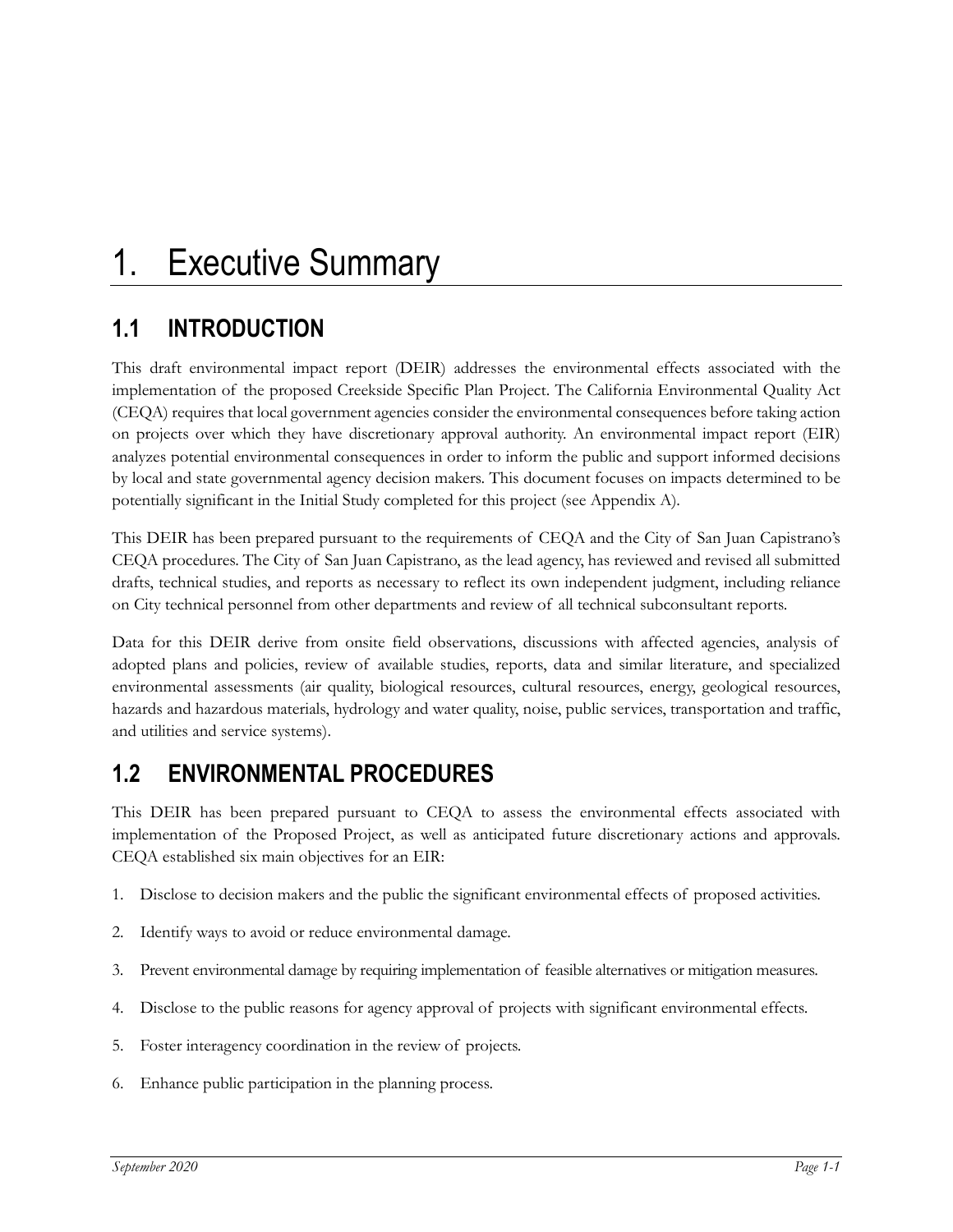# 1. Executive Summary

## 1.1 INTRODUCTION

This draft environmental impact report (DEIR) addresses the environmental effects associated with the implementation of the proposed Creekside Specific Plan Project. The California Environmental Quality Act (CEQA) requires that local government agencies consider the environmental consequences before taking action on projects over which they have discretionary approval authority. An environmental impact report (EIR) analyzes potential environmental consequences in order to inform the public and support informed decisions by local and state governmental agency decision makers. This document focuses on impacts determined to be potentially significant in the Initial Study completed for this project (see Appendix A).

This DEIR has been prepared pursuant to the requirements of CEQA and the City of San Juan Capistrano's CEQA procedures. The City of San Juan Capistrano, as the lead agency, has reviewed and revised all submitted drafts, technical studies, and reports as necessary to reflect its own independent judgment, including reliance on City technical personnel from other departments and review of all technical subconsultant reports.

Data for this DEIR derive from onsite field observations, discussions with affected agencies, analysis of adopted plans and policies, review of available studies, reports, data and similar literature, and specialized environmental assessments (air quality, biological resources, cultural resources, energy, geological resources, hazards and hazardous materials, hydrology and water quality, noise, public services, transportation and traffic, and utilities and service systems).

## 1.2 ENVIRONMENTAL PROCEDURES

This DEIR has been prepared pursuant to CEQA to assess the environmental effects associated with implementation of the Proposed Project, as well as anticipated future discretionary actions and approvals. CEQA established six main objectives for an EIR:

1. Disclose to decision makers and the public the significant environmental effects of proposed activities.
2. Identify ways to avoid or reduce environmental damage.
3. Prevent environmental damage by requiring implementation of feasible alternatives or mitigation measures.
4. Disclose to the public reasons for agency approval of projects with significant environmental effects.
5. Foster interagency coordination in the review of projects.
6. Enhance public participation in the planning process.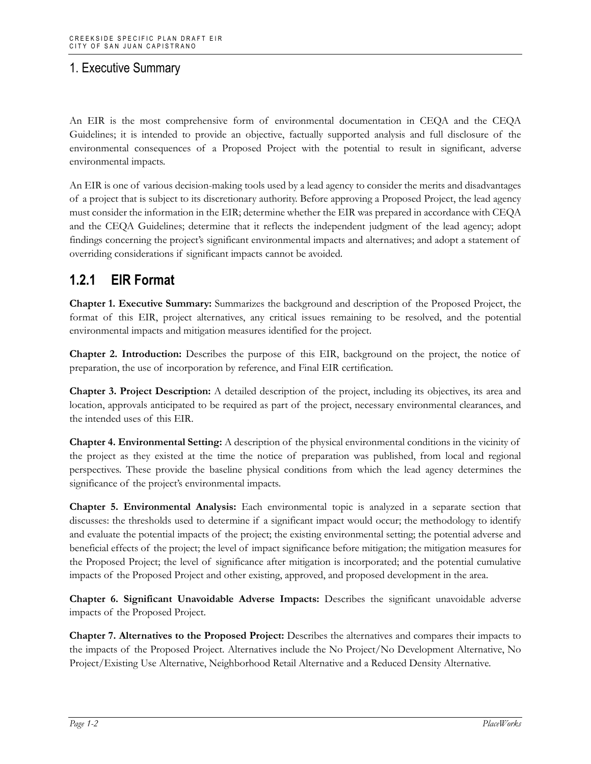# 1. Executive Summary

An EIR is the most comprehensive form of environmental documentation in CEQA and the CEQA Guidelines; it is intended to provide an objective, factually supported analysis and full disclosure of the environmental consequences of a Proposed Project with the potential to result in significant, adverse environmental impacts.

An EIR is one of various decision-making tools used by a lead agency to consider the merits and disadvantages of a project that is subject to its discretionary authority. Before approving a Proposed Project, the lead agency must consider the information in the EIR; determine whether the EIR was prepared in accordance with CEQA and the CEQA Guidelines; determine that it reflects the independent judgment of the lead agency; adopt findings concerning the project's significant environmental impacts and alternatives; and adopt a statement of overriding considerations if significant impacts cannot be avoided.

## 1.2.1 EIR Format

**Chapter 1. Executive Summary:** Summarizes the background and description of the Proposed Project, the format of this EIR, project alternatives, any critical issues remaining to be resolved, and the potential environmental impacts and mitigation measures identified for the project.

**Chapter 2. Introduction:** Describes the purpose of this EIR, background on the project, the notice of preparation, the use of incorporation by reference, and Final EIR certification.

**Chapter 3. Project Description:** A detailed description of the project, including its objectives, its area and location, approvals anticipated to be required as part of the project, necessary environmental clearances, and the intended uses of this EIR.

**Chapter 4. Environmental Setting:** A description of the physical environmental conditions in the vicinity of the project as they existed at the time the notice of preparation was published, from local and regional perspectives. These provide the baseline physical conditions from which the lead agency determines the significance of the project's environmental impacts.

**Chapter 5. Environmental Analysis:** Each environmental topic is analyzed in a separate section that discusses: the thresholds used to determine if a significant impact would occur; the methodology to identify and evaluate the potential impacts of the project; the existing environmental setting; the potential adverse and beneficial effects of the project; the level of impact significance before mitigation; the mitigation measures for the Proposed Project; the level of significance after mitigation is incorporated; and the potential cumulative impacts of the Proposed Project and other existing, approved, and proposed development in the area.

**Chapter 6. Significant Unavoidable Adverse Impacts:** Describes the significant unavoidable adverse impacts of the Proposed Project.

**Chapter 7. Alternatives to the Proposed Project:** Describes the alternatives and compares their impacts to the impacts of the Proposed Project. Alternatives include the No Project/No Development Alternative, No Project/Existing Use Alternative, Neighborhood Retail Alternative and a Reduced Density Alternative.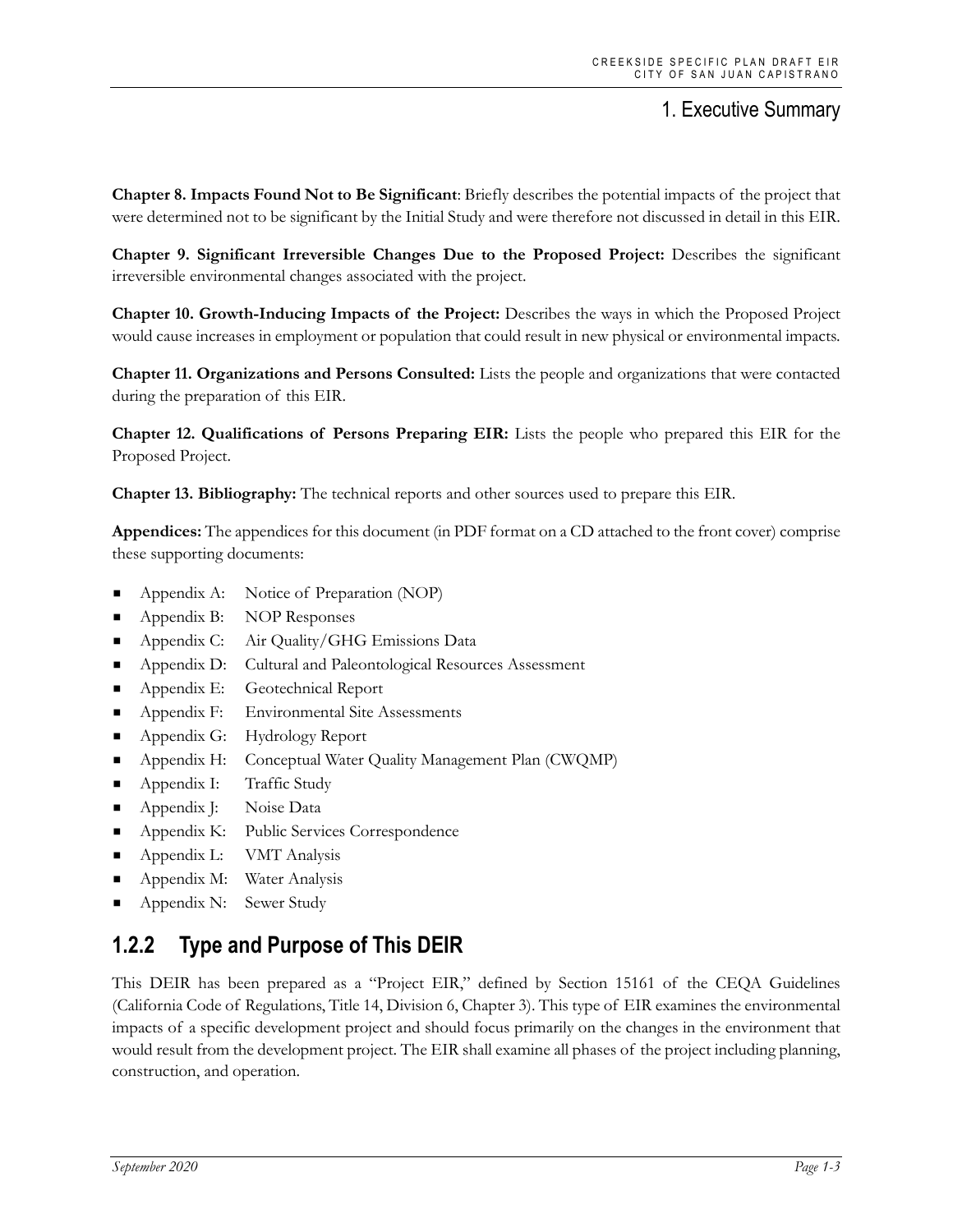**Chapter 8. Impacts Found Not to Be Significant**: Briefly describes the potential impacts of the project that were determined not to be significant by the Initial Study and were therefore not discussed in detail in this EIR.

**Chapter 9. Significant Irreversible Changes Due to the Proposed Project:** Describes the significant irreversible environmental changes associated with the project.

**Chapter 10. Growth-Inducing Impacts of the Project:** Describes the ways in which the Proposed Project would cause increases in employment or population that could result in new physical or environmental impacts.

**Chapter 11. Organizations and Persons Consulted:** Lists the people and organizations that were contacted during the preparation of this EIR.

**Chapter 12. Qualifications of Persons Preparing EIR:** Lists the people who prepared this EIR for the Proposed Project.

**Chapter 13. Bibliography:** The technical reports and other sources used to prepare this EIR.

**Appendices:** The appendices for this document (in PDF format on a CD attached to the front cover) comprise these supporting documents:

- Appendix A: Notice of Preparation (NOP)
- Appendix B: NOP Responses
- Appendix C: Air Quality/GHG Emissions Data
- Appendix D: Cultural and Paleontological Resources Assessment
- Appendix E: Geotechnical Report
- Appendix F: Environmental Site Assessments
- Appendix G: Hydrology Report
- Appendix H: Conceptual Water Quality Management Plan (CWQMP)
- Appendix I: Traffic Study
- Appendix J: Noise Data
- Appendix K: Public Services Correspondence
- Appendix L: VMT Analysis
- Appendix M: Water Analysis
- Appendix N: Sewer Study

## 1.2.2 Type and Purpose of This DEIR

This DEIR has been prepared as a "Project EIR," defined by Section 15161 of the CEQA Guidelines (California Code of Regulations, Title 14, Division 6, Chapter 3). This type of EIR examines the environmental impacts of a specific development project and should focus primarily on the changes in the environment that would result from the development project. The EIR shall examine all phases of the project including planning, construction, and operation.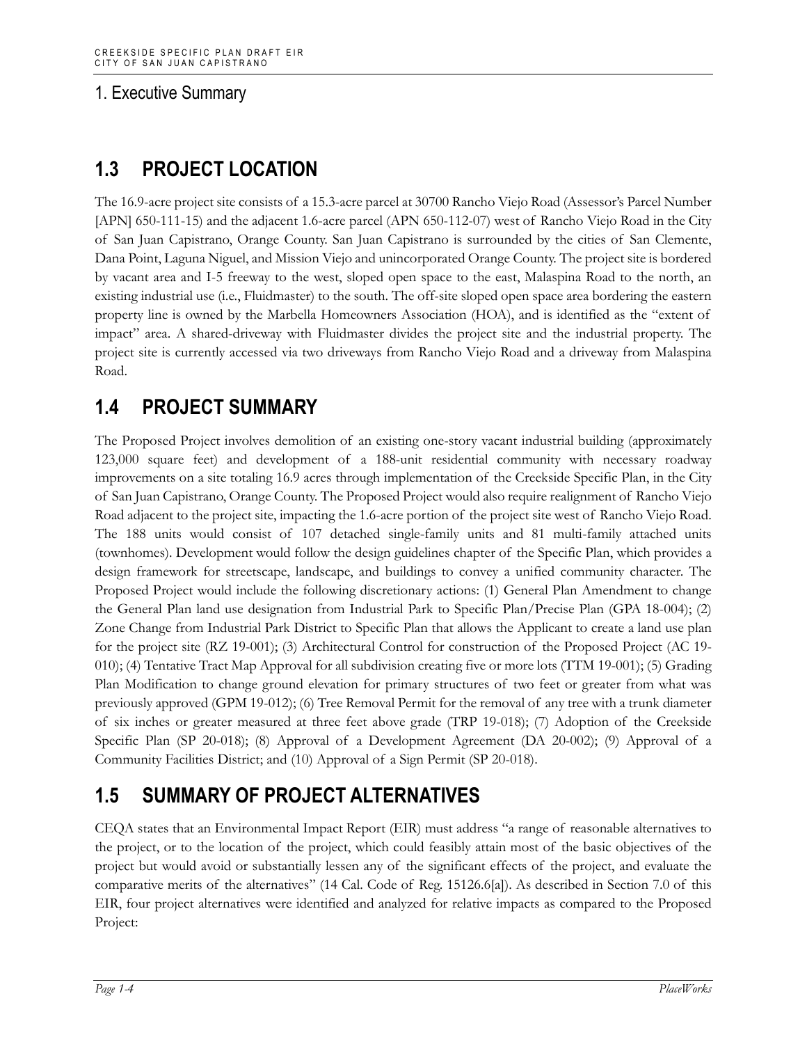## 1.3 PROJECT LOCATION

The 16.9-acre project site consists of a 15.3-acre parcel at 30700 Rancho Viejo Road (Assessor's Parcel Number [APN] 650-111-15) and the adjacent 1.6-acre parcel (APN 650-112-07) west of Rancho Viejo Road in the City of San Juan Capistrano, Orange County. San Juan Capistrano is surrounded by the cities of San Clemente, Dana Point, Laguna Niguel, and Mission Viejo and unincorporated Orange County. The project site is bordered by vacant area and I-5 freeway to the west, sloped open space to the east, Malaspina Road to the north, an existing industrial use (i.e., Fluidmaster) to the south. The off-site sloped open space area bordering the eastern property line is owned by the Marbella Homeowners Association (HOA), and is identified as the "extent of impact" area. A shared-driveway with Fluidmaster divides the project site and the industrial property. The project site is currently accessed via two driveways from Rancho Viejo Road and a driveway from Malaspina Road.

## 1.4 PROJECT SUMMARY

The Proposed Project involves demolition of an existing one-story vacant industrial building (approximately 123,000 square feet) and development of a 188-unit residential community with necessary roadway improvements on a site totaling 16.9 acres through implementation of the Creekside Specific Plan, in the City of San Juan Capistrano, Orange County. The Proposed Project would also require realignment of Rancho Viejo Road adjacent to the project site, impacting the 1.6-acre portion of the project site west of Rancho Viejo Road. The 188 units would consist of 107 detached single-family units and 81 multi-family attached units (townhomes). Development would follow the design guidelines chapter of the Specific Plan, which provides a design framework for streetscape, landscape, and buildings to convey a unified community character. The Proposed Project would include the following discretionary actions: (1) General Plan Amendment to change the General Plan land use designation from Industrial Park to Specific Plan/Precise Plan (GPA 18-004); (2) Zone Change from Industrial Park District to Specific Plan that allows the Applicant to create a land use plan for the project site (RZ 19-001); (3) Architectural Control for construction of the Proposed Project (AC 19-010); (4) Tentative Tract Map Approval for all subdivision creating five or more lots (TTM 19-001); (5) Grading Plan Modification to change ground elevation for primary structures of two feet or greater from what was previously approved (GPM 19-012); (6) Tree Removal Permit for the removal of any tree with a trunk diameter of six inches or greater measured at three feet above grade (TRP 19-018); (7) Adoption of the Creekside Specific Plan (SP 20-018); (8) Approval of a Development Agreement (DA 20-002); (9) Approval of a Community Facilities District; and (10) Approval of a Sign Permit (SP 20-018).

## 1.5 SUMMARY OF PROJECT ALTERNATIVES

CEQA states that an Environmental Impact Report (EIR) must address "a range of reasonable alternatives to the project, or to the location of the project, which could feasibly attain most of the basic objectives of the project but would avoid or substantially lessen any of the significant effects of the project, and evaluate the comparative merits of the alternatives" (14 Cal. Code of Reg. 15126.6[a]). As described in Section 7.0 of this EIR, four project alternatives were identified and analyzed for relative impacts as compared to the Proposed Project: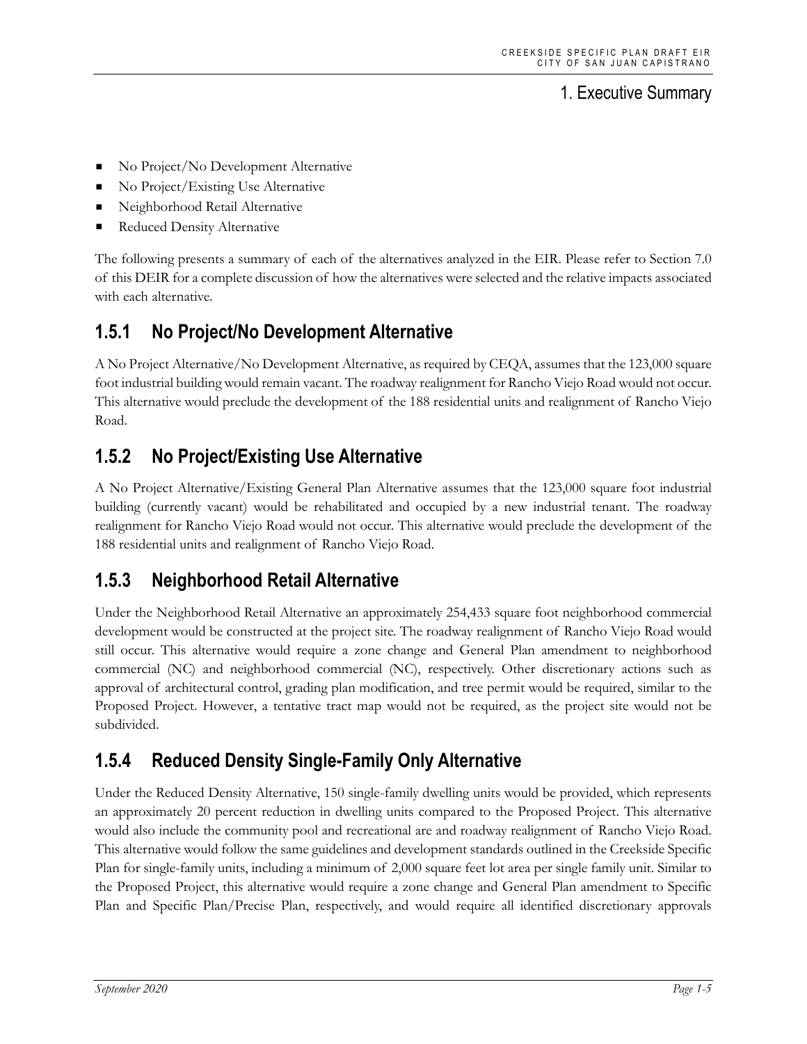- No Project/No Development Alternative
- No Project/Existing Use Alternative
- Neighborhood Retail Alternative
- Reduced Density Alternative

The following presents a summary of each of the alternatives analyzed in the EIR. Please refer to Section 7.0 of this DEIR for a complete discussion of how the alternatives were selected and the relative impacts associated with each alternative.

## 1.5.1 No Project/No Development Alternative

A No Project Alternative/No Development Alternative, as required by CEQA, assumes that the 123,000 square foot industrial building would remain vacant. The roadway realignment for Rancho Viejo Road would not occur. This alternative would preclude the development of the 188 residential units and realignment of Rancho Viejo Road.

## 1.5.2 No Project/Existing Use Alternative

A No Project Alternative/Existing General Plan Alternative assumes that the 123,000 square foot industrial building (currently vacant) would be rehabilitated and occupied by a new industrial tenant. The roadway realignment for Rancho Viejo Road would not occur. This alternative would preclude the development of the 188 residential units and realignment of Rancho Viejo Road.

## 1.5.3 Neighborhood Retail Alternative

Under the Neighborhood Retail Alternative an approximately 254,433 square foot neighborhood commercial development would be constructed at the project site. The roadway realignment of Rancho Viejo Road would still occur. This alternative would require a zone change and General Plan amendment to neighborhood commercial (NC) and neighborhood commercial (NC), respectively. Other discretionary actions such as approval of architectural control, grading plan modification, and tree permit would be required, similar to the Proposed Project. However, a tentative tract map would not be required, as the project site would not be subdivided.

## 1.5.4 Reduced Density Single-Family Only Alternative

Under the Reduced Density Alternative, 150 single-family dwelling units would be provided, which represents an approximately 20 percent reduction in dwelling units compared to the Proposed Project. This alternative would also include the community pool and recreational are and roadway realignment of Rancho Viejo Road. This alternative would follow the same guidelines and development standards outlined in the Creekside Specific Plan for single-family units, including a minimum of 2,000 square feet lot area per single family unit. Similar to the Proposed Project, this alternative would require a zone change and General Plan amendment to Specific Plan and Specific Plan/Precise Plan, respectively, and would require all identified discretionary approvals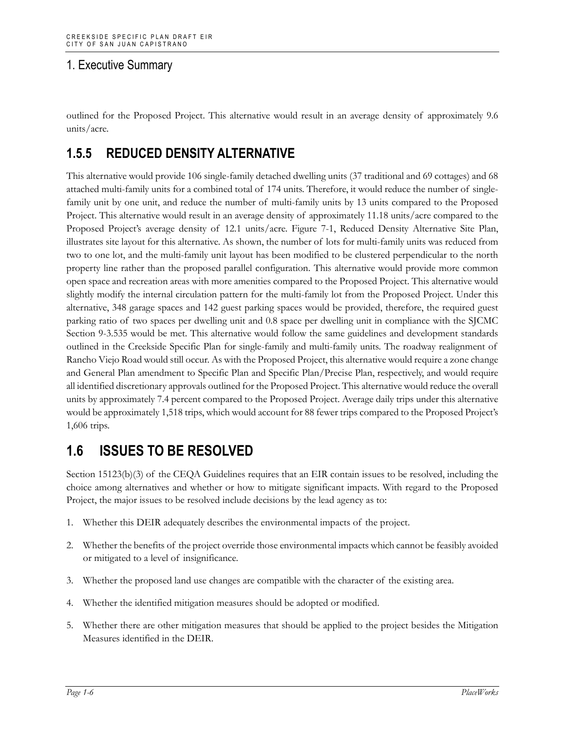outlined for the Proposed Project. This alternative would result in an average density of approximately 9.6 units/acre.

### 1.5.5 REDUCED DENSITY ALTERNATIVE

This alternative would provide 106 single-family detached dwelling units (37 traditional and 69 cottages) and 68 attached multi-family units for a combined total of 174 units. Therefore, it would reduce the number of single-family unit by one unit, and reduce the number of multi-family units by 13 units compared to the Proposed Project. This alternative would result in an average density of approximately 11.18 units/acre compared to the Proposed Project's average density of 12.1 units/acre. Figure 7-1, Reduced Density Alternative Site Plan, illustrates site layout for this alternative. As shown, the number of lots for multi-family units was reduced from two to one lot, and the multi-family unit layout has been modified to be clustered perpendicular to the north property line rather than the proposed parallel configuration. This alternative would provide more common open space and recreation areas with more amenities compared to the Proposed Project. This alternative would slightly modify the internal circulation pattern for the multi-family lot from the Proposed Project. Under this alternative, 348 garage spaces and 142 guest parking spaces would be provided, therefore, the required guest parking ratio of two spaces per dwelling unit and 0.8 space per dwelling unit in compliance with the SJCMC Section 9-3.535 would be met. This alternative would follow the same guidelines and development standards outlined in the Creekside Specific Plan for single-family and multi-family units. The roadway realignment of Rancho Viejo Road would still occur. As with the Proposed Project, this alternative would require a zone change and General Plan amendment to Specific Plan and Specific Plan/Precise Plan, respectively, and would require all identified discretionary approvals outlined for the Proposed Project. This alternative would reduce the overall units by approximately 7.4 percent compared to the Proposed Project. Average daily trips under this alternative would be approximately 1,518 trips, which would account for 88 fewer trips compared to the Proposed Project's 1,606 trips.

## 1.6 ISSUES TO BE RESOLVED

Section 15123(b)(3) of the CEQA Guidelines requires that an EIR contain issues to be resolved, including the choice among alternatives and whether or how to mitigate significant impacts. With regard to the Proposed Project, the major issues to be resolved include decisions by the lead agency as to:

1. Whether this DEIR adequately describes the environmental impacts of the project.
2. Whether the benefits of the project override those environmental impacts which cannot be feasibly avoided or mitigated to a level of insignificance.
3. Whether the proposed land use changes are compatible with the character of the existing area.
4. Whether the identified mitigation measures should be adopted or modified.
5. Whether there are other mitigation measures that should be applied to the project besides the Mitigation Measures identified in the DEIR.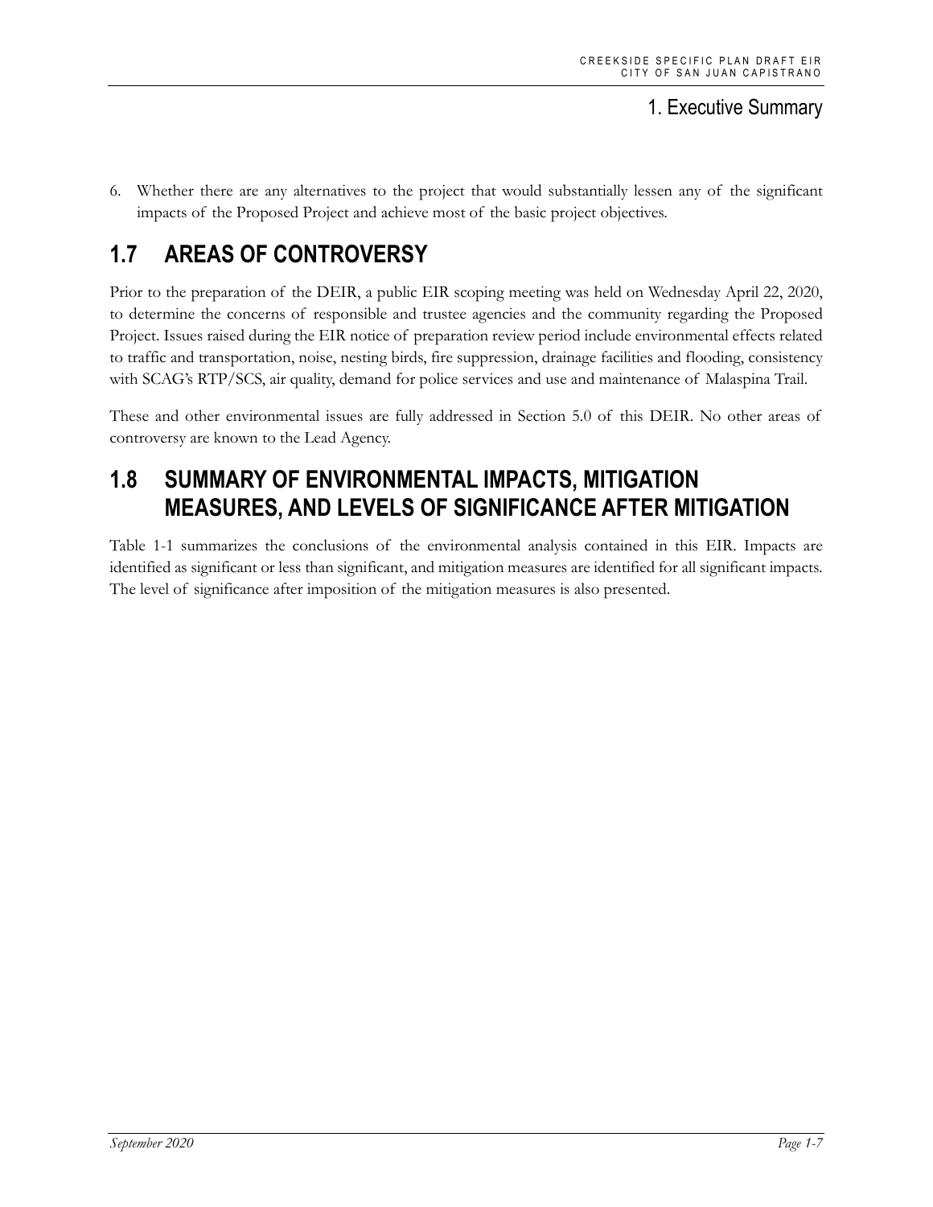6. Whether there are any alternatives to the project that would substantially lessen any of the significant impacts of the Proposed Project and achieve most of the basic project objectives.

## 1.7 AREAS OF CONTROVERSY

Prior to the preparation of the DEIR, a public EIR scoping meeting was held on Wednesday April 22, 2020, to determine the concerns of responsible and trustee agencies and the community regarding the Proposed Project. Issues raised during the EIR notice of preparation review period include environmental effects related to traffic and transportation, noise, nesting birds, fire suppression, drainage facilities and flooding, consistency with SCAG's RTP/SCS, air quality, demand for police services and use and maintenance of Malaspina Trail.

These and other environmental issues are fully addressed in Section 5.0 of this DEIR. No other areas of controversy are known to the Lead Agency.

## 1.8 SUMMARY OF ENVIRONMENTAL IMPACTS, MITIGATION MEASURES, AND LEVELS OF SIGNIFICANCE AFTER MITIGATION

Table 1-1 summarizes the conclusions of the environmental analysis contained in this EIR. Impacts are identified as significant or less than significant, and mitigation measures are identified for all significant impacts. The level of significance after imposition of the mitigation measures is also presented.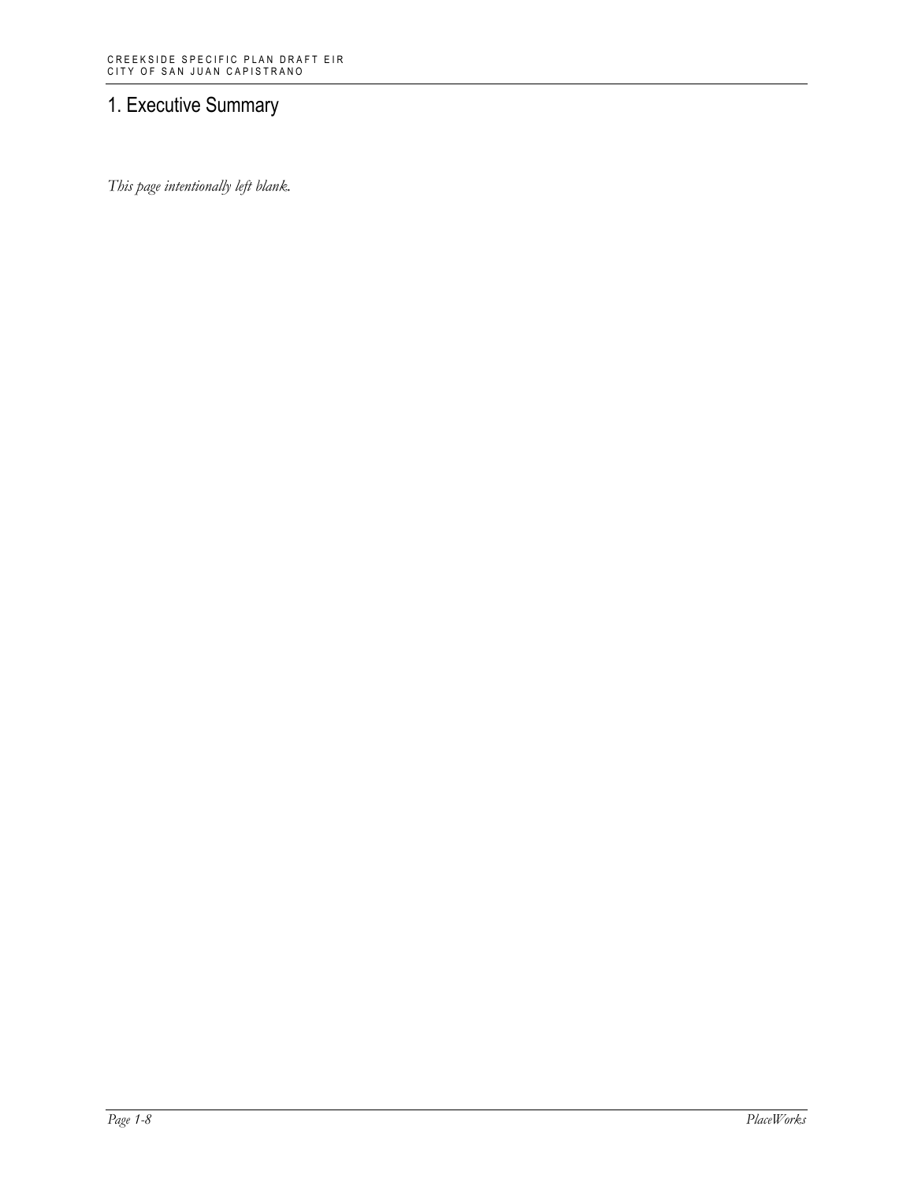# 1. Executive Summary

*This page intentionally left blank.*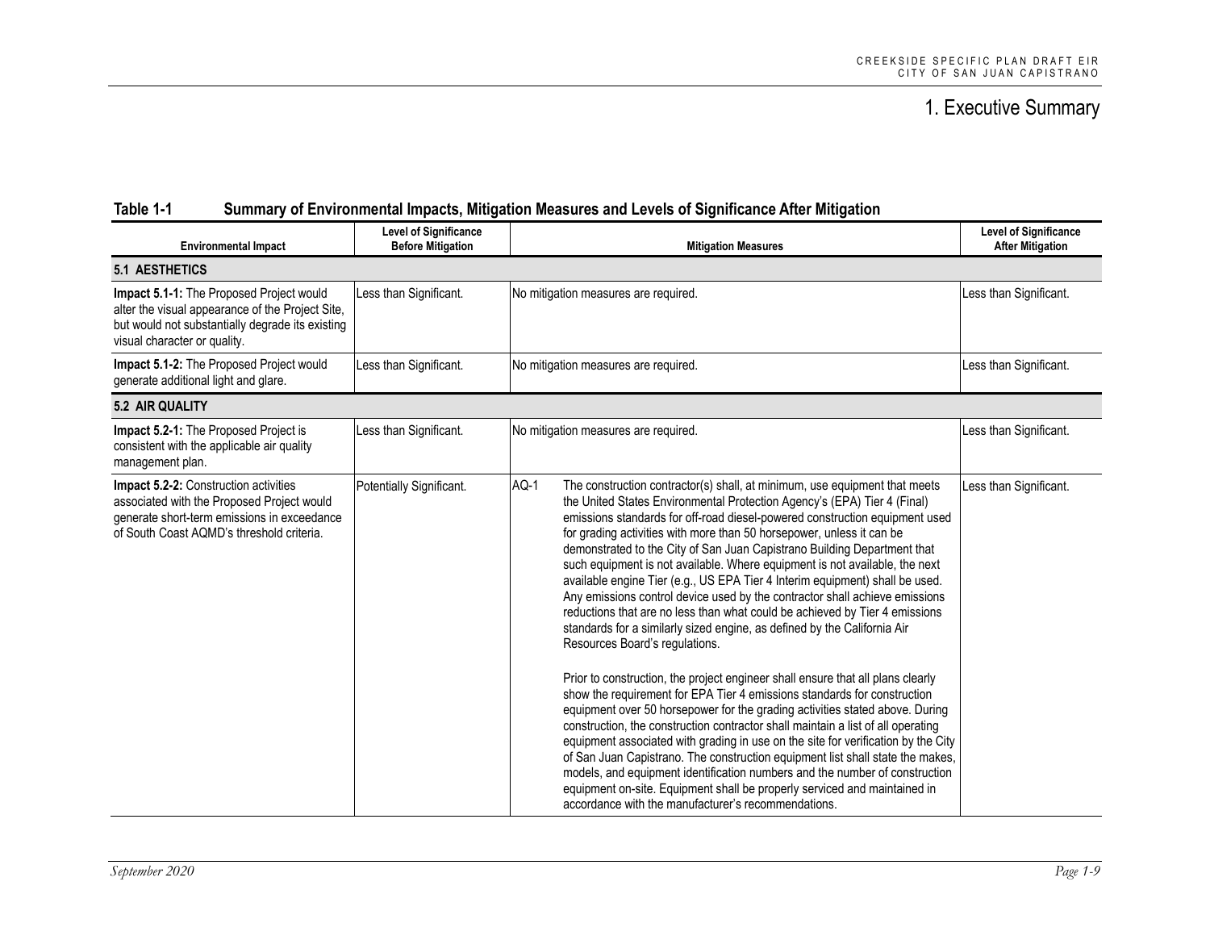# 1. Executive Summary

**Table 1-1 Summary of Environmental Impacts, Mitigation Measures and Levels of Significance After Mitigation**

| Environmental Impact | Level of Significance Before Mitigation | Mitigation Measures | Level of Significance After Mitigation |
|---|---|---|---|
| **5.1 AESTHETICS** | | | |
| **Impact 5.1-1:** The Proposed Project would alter the visual appearance of the Project Site, but would not substantially degrade its existing visual character or quality. | Less than Significant. | No mitigation measures are required. | Less than Significant. |
| **Impact 5.1-2:** The Proposed Project would generate additional light and glare. | Less than Significant. | No mitigation measures are required. | Less than Significant. |
| **5.2 AIR QUALITY** | | | |
| **Impact 5.2-1:** The Proposed Project is consistent with the applicable air quality management plan. | Less than Significant. | No mitigation measures are required. | Less than Significant. |
| **Impact 5.2-2:** Construction activities associated with the Proposed Project would generate short-term emissions in exceedance of South Coast AQMD's threshold criteria. | Potentially Significant. | AQ-1 The construction contractor(s) shall, at minimum, use equipment that meets the United States Environmental Protection Agency's (EPA) Tier 4 (Final) emissions standards for off-road diesel-powered construction equipment used for grading activities with more than 50 horsepower, unless it can be demonstrated to the City of San Juan Capistrano Building Department that such equipment is not available. Where equipment is not available, the next available engine Tier (e.g., US EPA Tier 4 Interim equipment) shall be used. Any emissions control device used by the contractor shall achieve emissions reductions that are no less than what could be achieved by Tier 4 emissions standards for a similarly sized engine, as defined by the California Air Resources Board's regulations.<br><br>Prior to construction, the project engineer shall ensure that all plans clearly show the requirement for EPA Tier 4 emissions standards for construction equipment over 50 horsepower for the grading activities stated above. During construction, the construction contractor shall maintain a list of all operating equipment associated with grading in use on the site for verification by the City of San Juan Capistrano. The construction equipment list shall state the makes, models, and equipment identification numbers and the number of construction equipment on-site. Equipment shall be properly serviced and maintained in accordance with the manufacturer's recommendations. | Less than Significant. |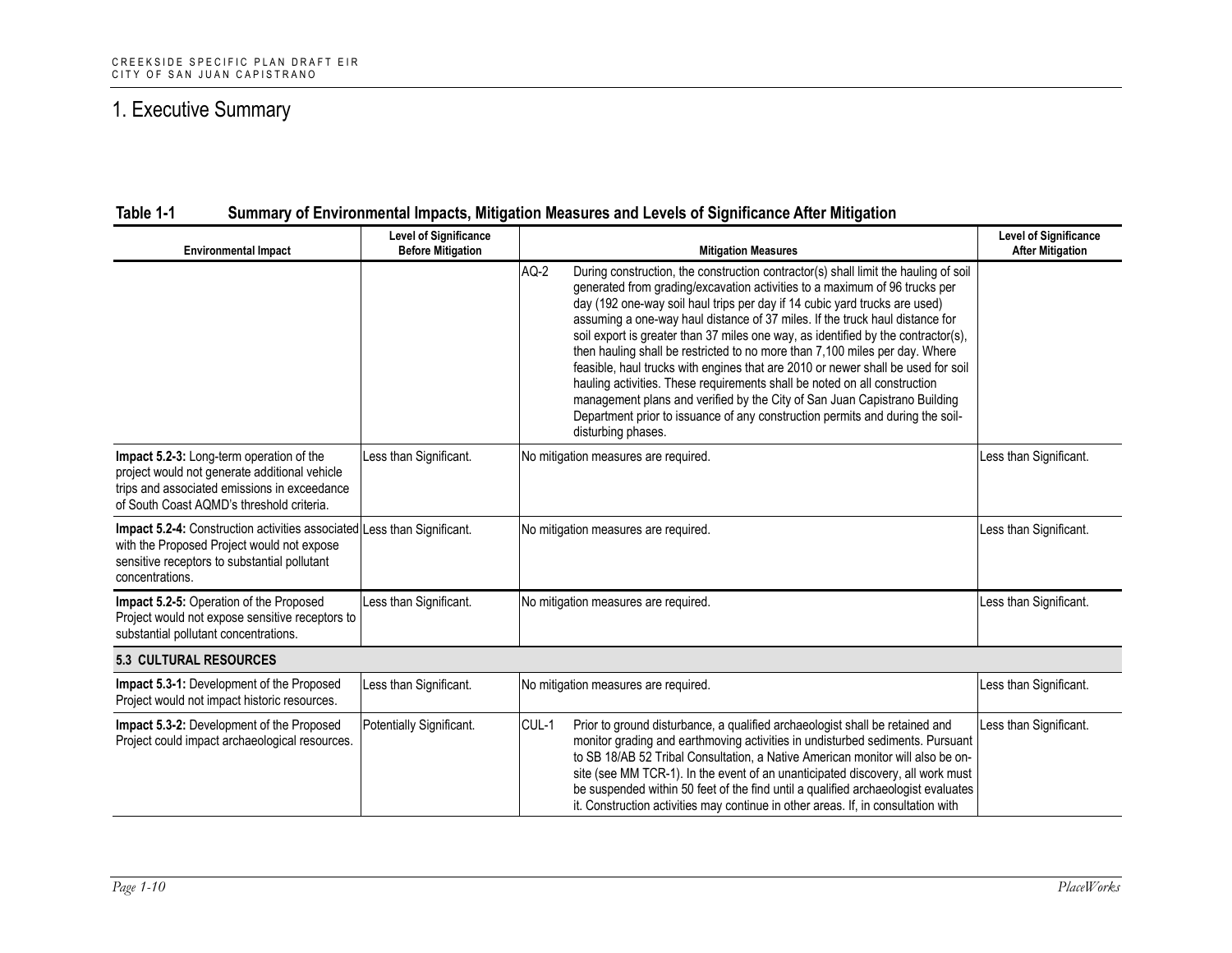# 1. Executive Summary

**Table 1-1 Summary of Environmental Impacts, Mitigation Measures and Levels of Significance After Mitigation**

| Environmental Impact | Level of Significance Before Mitigation | Mitigation Measures | Level of Significance After Mitigation |
|---|---|---|---|
| | | AQ-2 During construction, the construction contractor(s) shall limit the hauling of soil generated from grading/excavation activities to a maximum of 96 trucks per day (192 one-way soil haul trips per day if 14 cubic yard trucks are used) assuming a one-way haul distance of 37 miles. If the truck haul distance for soil export is greater than 37 miles one way, as identified by the contractor(s), then hauling shall be restricted to no more than 7,100 miles per day. Where feasible, haul trucks with engines that are 2010 or newer shall be used for soil hauling activities. These requirements shall be noted on all construction management plans and verified by the City of San Juan Capistrano Building Department prior to issuance of any construction permits and during the soil-disturbing phases. | |
| **Impact 5.2-3:** Long-term operation of the project would not generate additional vehicle trips and associated emissions in exceedance of South Coast AQMD's threshold criteria. | Less than Significant. | No mitigation measures are required. | Less than Significant. |
| **Impact 5.2-4:** Construction activities associated with the Proposed Project would not expose sensitive receptors to substantial pollutant concentrations. | Less than Significant. | No mitigation measures are required. | Less than Significant. |
| **Impact 5.2-5:** Operation of the Proposed Project would not expose sensitive receptors to substantial pollutant concentrations. | Less than Significant. | No mitigation measures are required. | Less than Significant. |
| **5.3 CULTURAL RESOURCES** | | | |
| **Impact 5.3-1:** Development of the Proposed Project would not impact historic resources. | Less than Significant. | No mitigation measures are required. | Less than Significant. |
| **Impact 5.3-2:** Development of the Proposed Project could impact archaeological resources. | Potentially Significant. | CUL-1 Prior to ground disturbance, a qualified archaeologist shall be retained and monitor grading and earthmoving activities in undisturbed sediments. Pursuant to SB 18/AB 52 Tribal Consultation, a Native American monitor will also be on-site (see MM TCR-1). In the event of an unanticipated discovery, all work must be suspended within 50 feet of the find until a qualified archaeologist evaluates it. Construction activities may continue in other areas. If, in consultation with | Less than Significant. |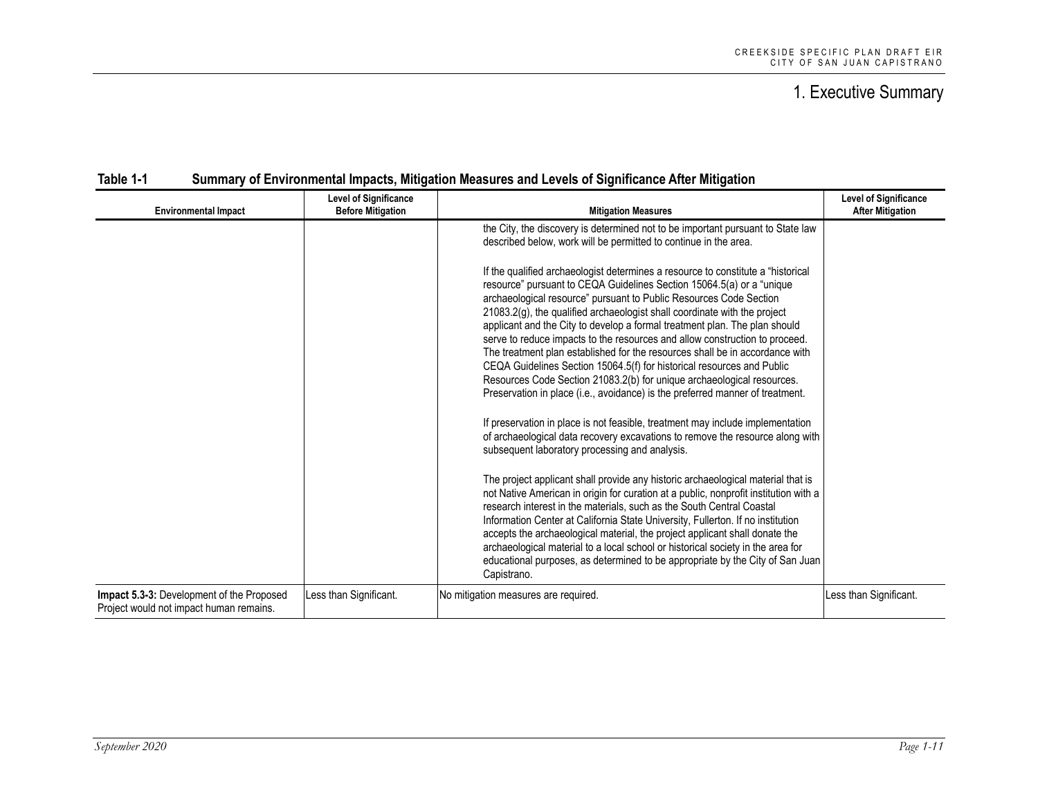# 1. Executive Summary

**Table 1-1 Summary of Environmental Impacts, Mitigation Measures and Levels of Significance After Mitigation**

| Environmental Impact | Level of Significance Before Mitigation | Mitigation Measures | Level of Significance After Mitigation |
|---|---|---|---|
| | | the City, the discovery is determined not to be important pursuant to State law described below, work will be permitted to continue in the area.<br><br>If the qualified archaeologist determines a resource to constitute a "historical resource" pursuant to CEQA Guidelines Section 15064.5(a) or a "unique archaeological resource" pursuant to Public Resources Code Section 21083.2(g), the qualified archaeologist shall coordinate with the project applicant and the City to develop a formal treatment plan. The plan should serve to reduce impacts to the resources and allow construction to proceed. The treatment plan established for the resources shall be in accordance with CEQA Guidelines Section 15064.5(f) for historical resources and Public Resources Code Section 21083.2(b) for unique archaeological resources. Preservation in place (i.e., avoidance) is the preferred manner of treatment.<br><br>If preservation in place is not feasible, treatment may include implementation of archaeological data recovery excavations to remove the resource along with subsequent laboratory processing and analysis.<br><br>The project applicant shall provide any historic archaeological material that is not Native American in origin for curation at a public, nonprofit institution with a research interest in the materials, such as the South Central Coastal Information Center at California State University, Fullerton. If no institution accepts the archaeological material, the project applicant shall donate the archaeological material to a local school or historical society in the area for educational purposes, as determined to be appropriate by the City of San Juan Capistrano. | |
| **Impact 5.3-3:** Development of the Proposed Project would not impact human remains. | Less than Significant. | No mitigation measures are required. | Less than Significant. |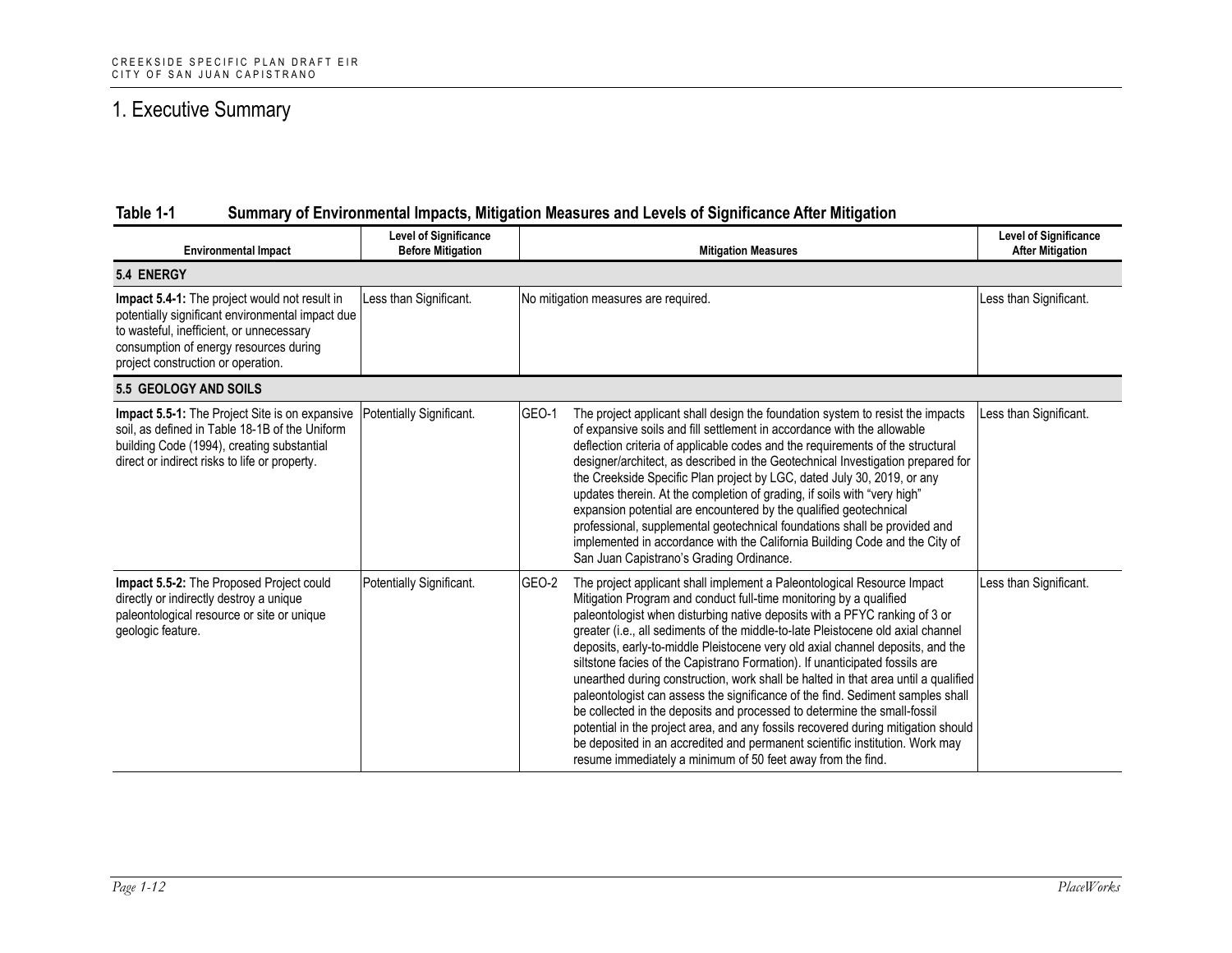# 1. Executive Summary

**Table 1-1 Summary of Environmental Impacts, Mitigation Measures and Levels of Significance After Mitigation**

| Environmental Impact | Level of Significance Before Mitigation | Mitigation Measures | Level of Significance After Mitigation |
|---|---|---|---|
| **5.4 ENERGY** | | | |
| **Impact 5.4-1:** The project would not result in potentially significant environmental impact due to wasteful, inefficient, or unnecessary consumption of energy resources during project construction or operation. | Less than Significant. | No mitigation measures are required. | Less than Significant. |
| **5.5 GEOLOGY AND SOILS** | | | |
| **Impact 5.5-1:** The Project Site is on expansive soil, as defined in Table 18-1B of the Uniform building Code (1994), creating substantial direct or indirect risks to life or property. | Potentially Significant. | GEO-1 The project applicant shall design the foundation system to resist the impacts of expansive soils and fill settlement in accordance with the allowable deflection criteria of applicable codes and the requirements of the structural designer/architect, as described in the Geotechnical Investigation prepared for the Creekside Specific Plan project by LGC, dated July 30, 2019, or any updates therein. At the completion of grading, if soils with "very high" expansion potential are encountered by the qualified geotechnical professional, supplemental geotechnical foundations shall be provided and implemented in accordance with the California Building Code and the City of San Juan Capistrano's Grading Ordinance. | Less than Significant. |
| **Impact 5.5-2:** The Proposed Project could directly or indirectly destroy a unique paleontological resource or site or unique geologic feature. | Potentially Significant. | GEO-2 The project applicant shall implement a Paleontological Resource Impact Mitigation Program and conduct full-time monitoring by a qualified paleontologist when disturbing native deposits with a PFYC ranking of 3 or greater (i.e., all sediments of the middle-to-late Pleistocene old axial channel deposits, early-to-middle Pleistocene very old axial channel deposits, and the siltstone facies of the Capistrano Formation). If unanticipated fossils are unearthed during construction, work shall be halted in that area until a qualified paleontologist can assess the significance of the find. Sediment samples shall be collected in the deposits and processed to determine the small-fossil potential in the project area, and any fossils recovered during mitigation should be deposited in an accredited and permanent scientific institution. Work may resume immediately a minimum of 50 feet away from the find. | Less than Significant. |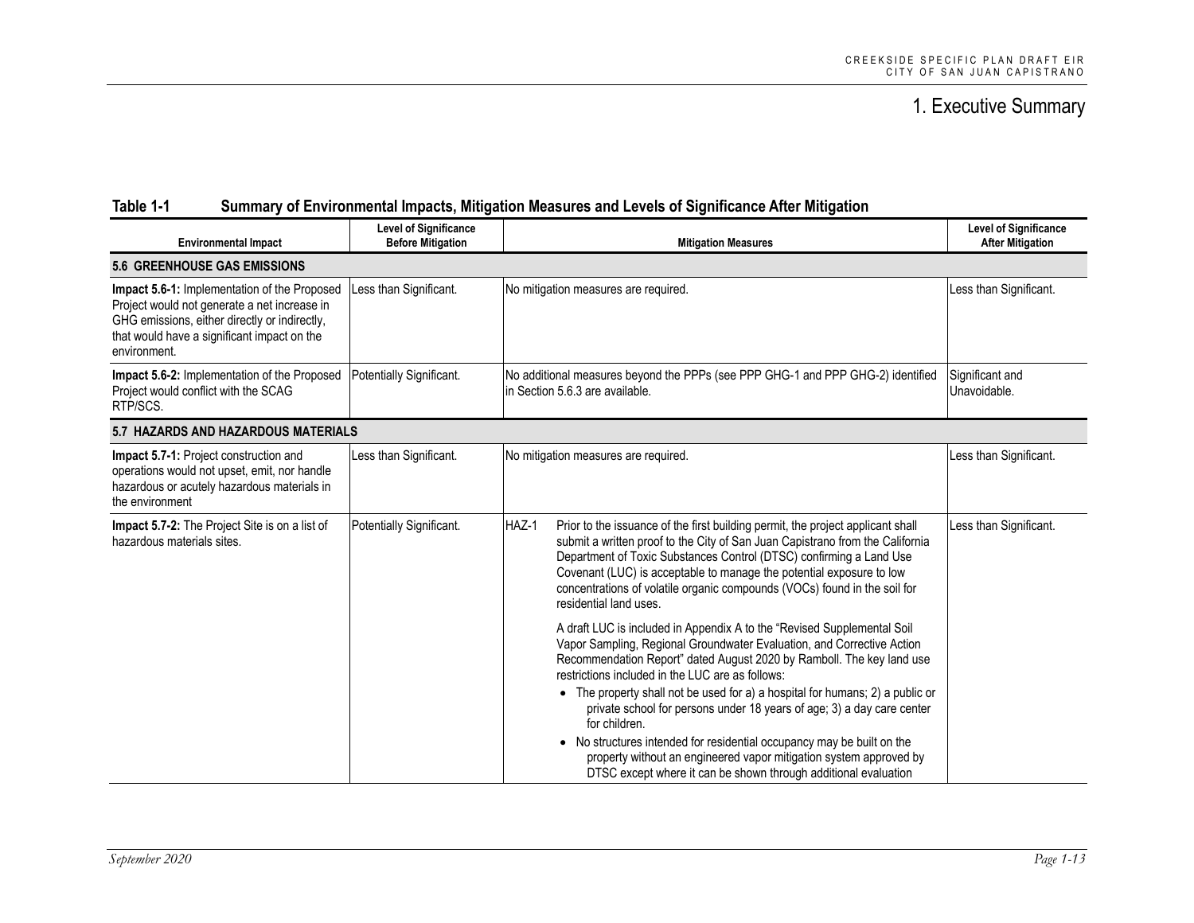# 1. Executive Summary

**Table 1-1 Summary of Environmental Impacts, Mitigation Measures and Levels of Significance After Mitigation**

| Environmental Impact | Level of Significance Before Mitigation | Mitigation Measures | Level of Significance After Mitigation |
|---|---|---|---|
| **5.6 GREENHOUSE GAS EMISSIONS** | | | |
| **Impact 5.6-1:** Implementation of the Proposed Project would not generate a net increase in GHG emissions, either directly or indirectly, that would have a significant impact on the environment. | Less than Significant. | No mitigation measures are required. | Less than Significant. |
| **Impact 5.6-2:** Implementation of the Proposed Project would conflict with the SCAG RTP/SCS. | Potentially Significant. | No additional measures beyond the PPPs (see PPP GHG-1 and PPP GHG-2) identified in Section 5.6.3 are available. | Significant and Unavoidable. |
| **5.7 HAZARDS AND HAZARDOUS MATERIALS** | | | |
| **Impact 5.7-1:** Project construction and operations would not upset, emit, nor handle hazardous or acutely hazardous materials in the environment | Less than Significant. | No mitigation measures are required. | Less than Significant. |
| **Impact 5.7-2:** The Project Site is on a list of hazardous materials sites. | Potentially Significant. | HAZ-1 Prior to the issuance of the first building permit, the project applicant shall submit a written proof to the City of San Juan Capistrano from the California Department of Toxic Substances Control (DTSC) confirming a Land Use Covenant (LUC) is acceptable to manage the potential exposure to low concentrations of volatile organic compounds (VOCs) found in the soil for residential land uses.<br><br>A draft LUC is included in Appendix A to the "Revised Supplemental Soil Vapor Sampling, Regional Groundwater Evaluation, and Corrective Action Recommendation Report" dated August 2020 by Ramboll. The key land use restrictions included in the LUC are as follows:<br>• The property shall not be used for a) a hospital for humans; 2) a public or private school for persons under 18 years of age; 3) a day care center for children.<br>• No structures intended for residential occupancy may be built on the property without an engineered vapor mitigation system approved by DTSC except where it can be shown through additional evaluation | Less than Significant. |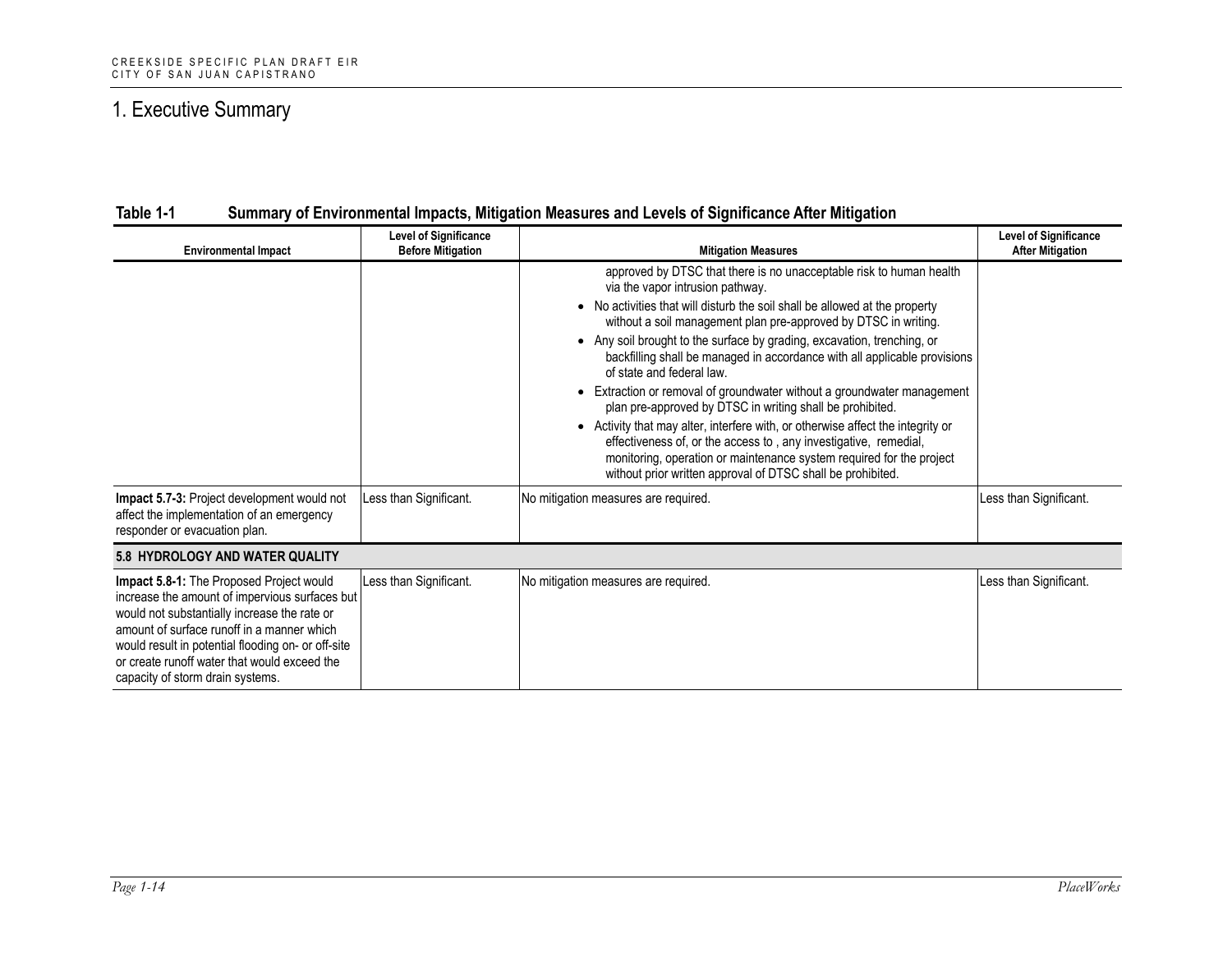## Table 1-1 Summary of Environmental Impacts, Mitigation Measures and Levels of Significance After Mitigation

| Environmental Impact | Level of Significance Before Mitigation | Mitigation Measures | Level of Significance After Mitigation |
|---|---|---|---|
| | | approved by DTSC that there is no unacceptable risk to human health via the vapor intrusion pathway.<br>• No activities that will disturb the soil shall be allowed at the property without a soil management plan pre-approved by DTSC in writing.<br>• Any soil brought to the surface by grading, excavation, trenching, or backfilling shall be managed in accordance with all applicable provisions of state and federal law.<br>• Extraction or removal of groundwater without a groundwater management plan pre-approved by DTSC in writing shall be prohibited.<br>• Activity that may alter, interfere with, or otherwise affect the integrity or effectiveness of, or the access to , any investigative, remedial, monitoring, operation or maintenance system required for the project without prior written approval of DTSC shall be prohibited. | |
| **Impact 5.7-3:** Project development would not affect the implementation of an emergency responder or evacuation plan. | Less than Significant. | No mitigation measures are required. | Less than Significant. |
| **5.8 HYDROLOGY AND WATER QUALITY** | | | |
| **Impact 5.8-1:** The Proposed Project would increase the amount of impervious surfaces but would not substantially increase the rate or amount of surface runoff in a manner which would result in potential flooding on- or off-site or create runoff water that would exceed the capacity of storm drain systems. | Less than Significant. | No mitigation measures are required. | Less than Significant. |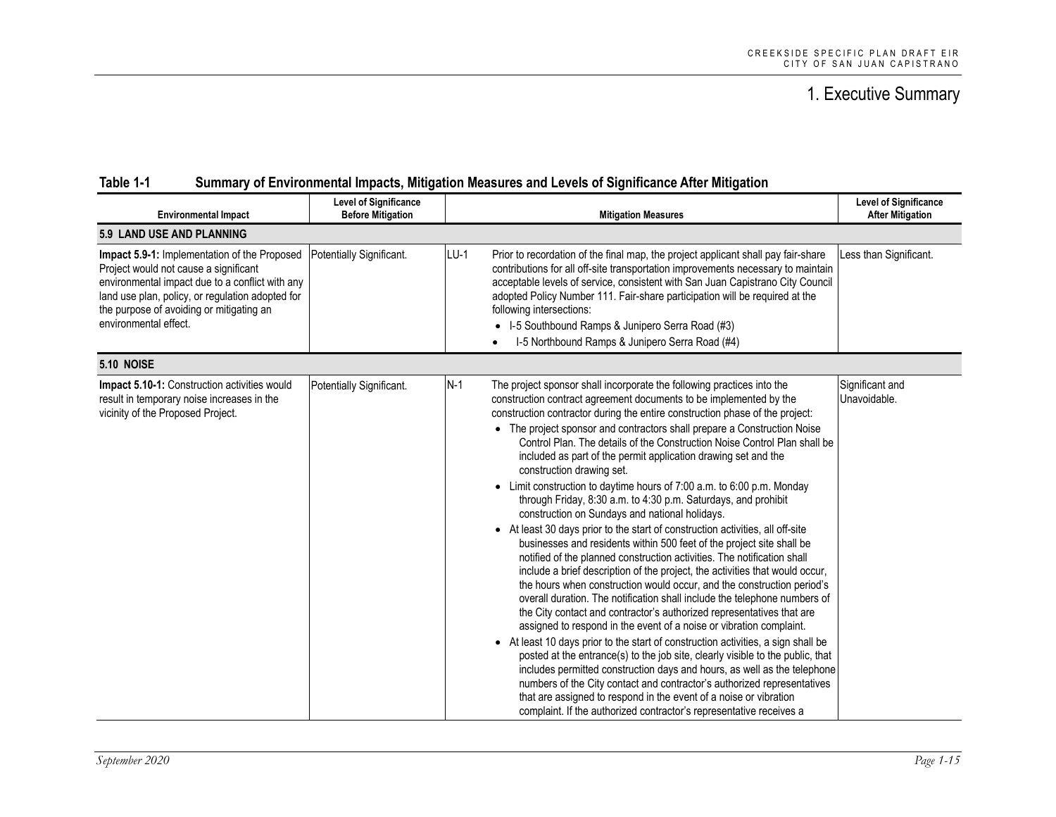# 1. Executive Summary

**Table 1-1 Summary of Environmental Impacts, Mitigation Measures and Levels of Significance After Mitigation**

| Environmental Impact | Level of Significance Before Mitigation | Mitigation Measures | | Level of Significance After Mitigation |
|---|---|---|---|---|
| **5.9 LAND USE AND PLANNING** | | | | |
| **Impact 5.9-1:** Implementation of the Proposed Project would not cause a significant environmental impact due to a conflict with any land use plan, policy, or regulation adopted for the purpose of avoiding or mitigating an environmental effect. | Potentially Significant. | LU-1 | Prior to recordation of the final map, the project applicant shall pay fair-share contributions for all off-site transportation improvements necessary to maintain acceptable levels of service, consistent with San Juan Capistrano City Council adopted Policy Number 111. Fair-share participation will be required at the following intersections:<br>• I-5 Southbound Ramps & Junipero Serra Road (#3)<br>• I-5 Northbound Ramps & Junipero Serra Road (#4) | Less than Significant. |
| **5.10 NOISE** | | | | |
| **Impact 5.10-1:** Construction activities would result in temporary noise increases in the vicinity of the Proposed Project. | Potentially Significant. | N-1 | The project sponsor shall incorporate the following practices into the construction contract agreement documents to be implemented by the construction contractor during the entire construction phase of the project:<br>• The project sponsor and contractors shall prepare a Construction Noise Control Plan. The details of the Construction Noise Control Plan shall be included as part of the permit application drawing set and the construction drawing set.<br>• Limit construction to daytime hours of 7:00 a.m. to 6:00 p.m. Monday through Friday, 8:30 a.m. to 4:30 p.m. Saturdays, and prohibit construction on Sundays and national holidays.<br>• At least 30 days prior to the start of construction activities, all off-site businesses and residents within 500 feet of the project site shall be notified of the planned construction activities. The notification shall include a brief description of the project, the activities that would occur, the hours when construction would occur, and the construction period's overall duration. The notification shall include the telephone numbers of the City contact and contractor's authorized representatives that are assigned to respond in the event of a noise or vibration complaint.<br>• At least 10 days prior to the start of construction activities, a sign shall be posted at the entrance(s) to the job site, clearly visible to the public, that includes permitted construction days and hours, as well as the telephone numbers of the City contact and contractor's authorized representatives that are assigned to respond in the event of a noise or vibration complaint. If the authorized contractor's representative receives a | Significant and Unavoidable. |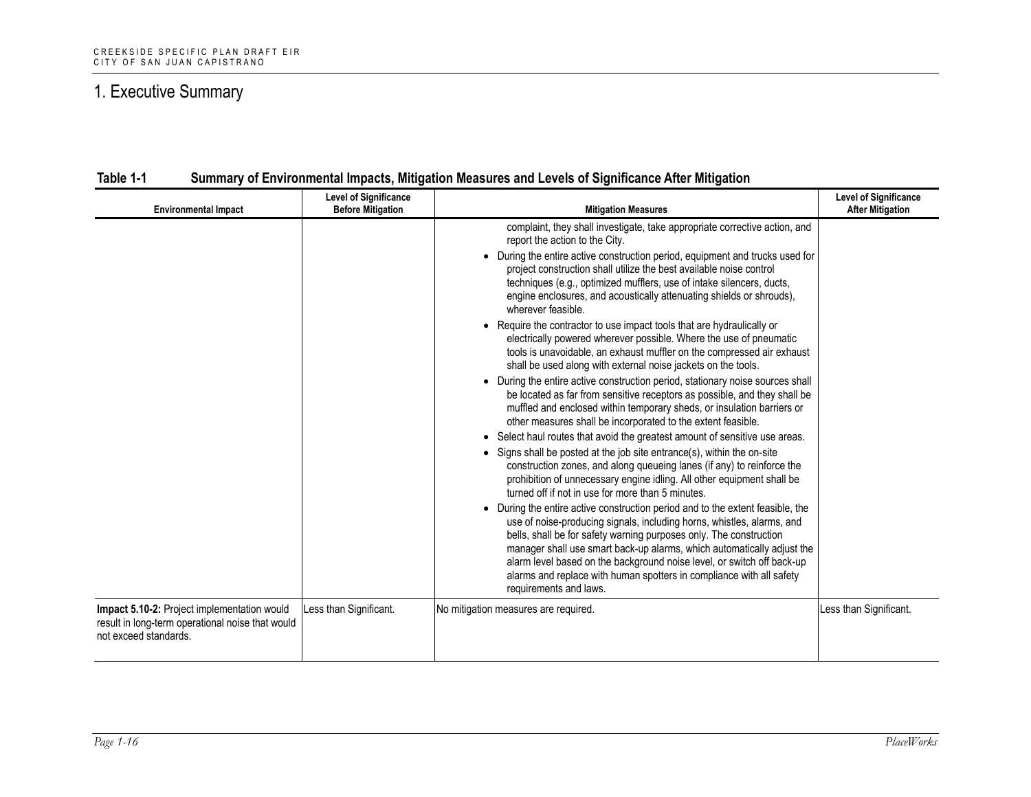# 1. Executive Summary

**Table 1-1 Summary of Environmental Impacts, Mitigation Measures and Levels of Significance After Mitigation**

| Environmental Impact | Level of Significance Before Mitigation | Mitigation Measures | Level of Significance After Mitigation |
|---|---|---|---|
| | | complaint, they shall investigate, take appropriate corrective action, and report the action to the City.<br>• During the entire active construction period, equipment and trucks used for project construction shall utilize the best available noise control techniques (e.g., optimized mufflers, use of intake silencers, ducts, engine enclosures, and acoustically attenuating shields or shrouds), wherever feasible.<br>• Require the contractor to use impact tools that are hydraulically or electrically powered wherever possible. Where the use of pneumatic tools is unavoidable, an exhaust muffler on the compressed air exhaust shall be used along with external noise jackets on the tools.<br>• During the entire active construction period, stationary noise sources shall be located as far from sensitive receptors as possible, and they shall be muffled and enclosed within temporary sheds, or insulation barriers or other measures shall be incorporated to the extent feasible.<br>• Select haul routes that avoid the greatest amount of sensitive use areas.<br>• Signs shall be posted at the job site entrance(s), within the on-site construction zones, and along queueing lanes (if any) to reinforce the prohibition of unnecessary engine idling. All other equipment shall be turned off if not in use for more than 5 minutes.<br>• During the entire active construction period and to the extent feasible, the use of noise-producing signals, including horns, whistles, alarms, and bells, shall be for safety warning purposes only. The construction manager shall use smart back-up alarms, which automatically adjust the alarm level based on the background noise level, or switch off back-up alarms and replace with human spotters in compliance with all safety requirements and laws. | |
| **Impact 5.10-2:** Project implementation would result in long-term operational noise that would not exceed standards. | Less than Significant. | No mitigation measures are required. | Less than Significant. |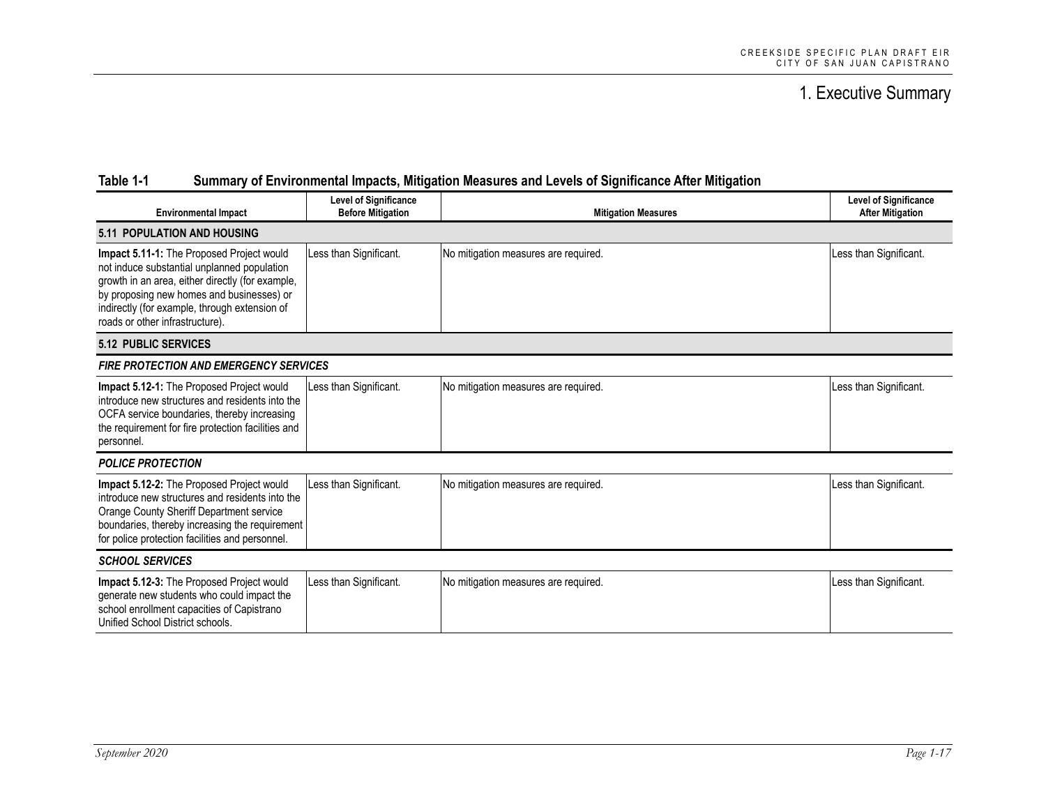# 1. Executive Summary

**Table 1-1 Summary of Environmental Impacts, Mitigation Measures and Levels of Significance After Mitigation**

| Environmental Impact | Level of Significance Before Mitigation | Mitigation Measures | Level of Significance After Mitigation |
|---|---|---|---|
| **5.11 POPULATION AND HOUSING** | | | |
| **Impact 5.11-1:** The Proposed Project would not induce substantial unplanned population growth in an area, either directly (for example, by proposing new homes and businesses) or indirectly (for example, through extension of roads or other infrastructure). | Less than Significant. | No mitigation measures are required. | Less than Significant. |
| **5.12 PUBLIC SERVICES** | | | |
| ***FIRE PROTECTION AND EMERGENCY SERVICES*** | | | |
| **Impact 5.12-1:** The Proposed Project would introduce new structures and residents into the OCFA service boundaries, thereby increasing the requirement for fire protection facilities and personnel. | Less than Significant. | No mitigation measures are required. | Less than Significant. |
| ***POLICE PROTECTION*** | | | |
| **Impact 5.12-2:** The Proposed Project would introduce new structures and residents into the Orange County Sheriff Department service boundaries, thereby increasing the requirement for police protection facilities and personnel. | Less than Significant. | No mitigation measures are required. | Less than Significant. |
| ***SCHOOL SERVICES*** | | | |
| **Impact 5.12-3:** The Proposed Project would generate new students who could impact the school enrollment capacities of Capistrano Unified School District schools. | Less than Significant. | No mitigation measures are required. | Less than Significant. |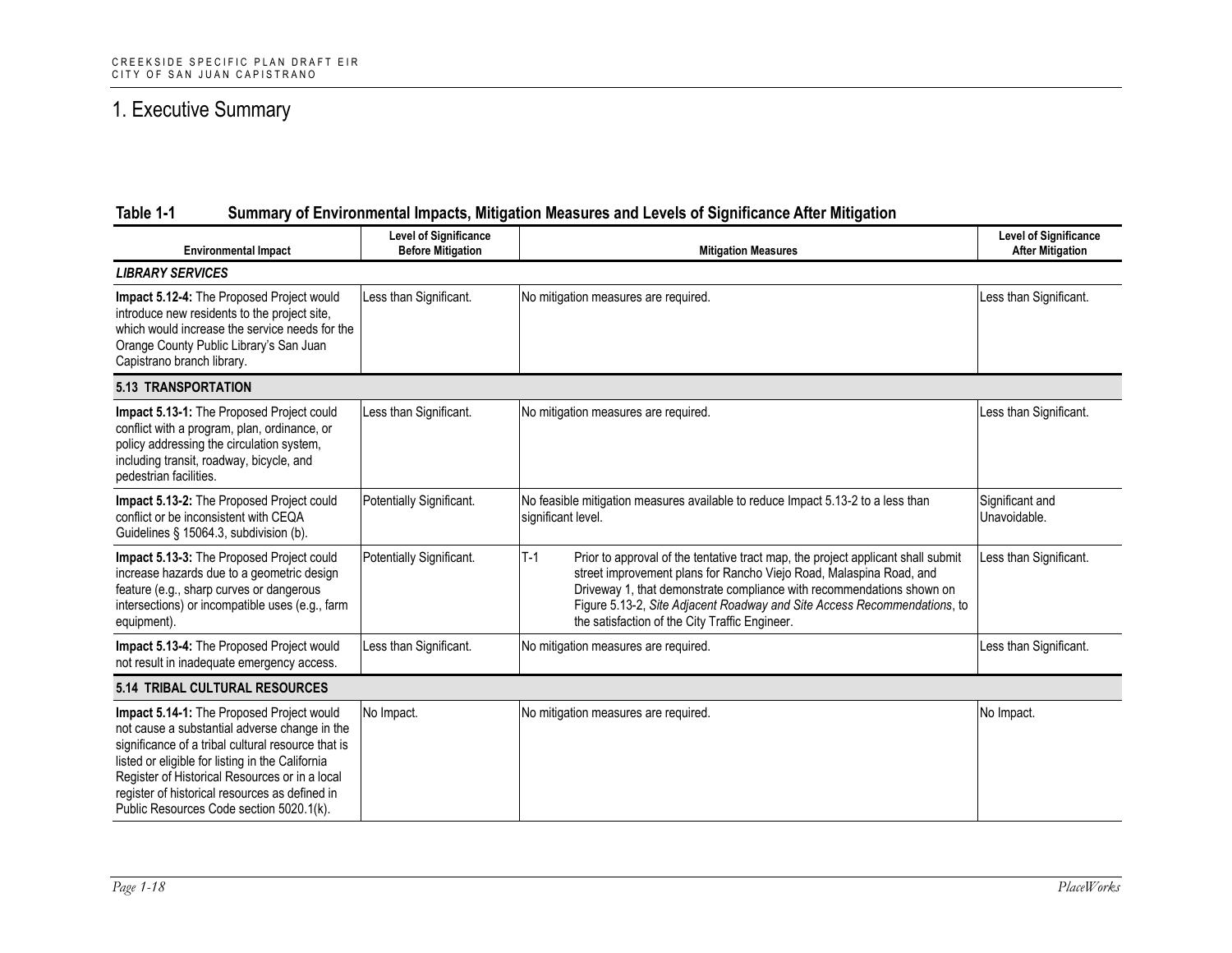# 1. Executive Summary

**Table 1-1 Summary of Environmental Impacts, Mitigation Measures and Levels of Significance After Mitigation**

| Environmental Impact | Level of Significance Before Mitigation | Mitigation Measures | Level of Significance After Mitigation |
|---|---|---|---|
| ***LIBRARY SERVICES*** | | | |
| **Impact 5.12-4:** The Proposed Project would introduce new residents to the project site, which would increase the service needs for the Orange County Public Library's San Juan Capistrano branch library. | Less than Significant. | No mitigation measures are required. | Less than Significant. |
| **5.13 TRANSPORTATION** | | | |
| **Impact 5.13-1:** The Proposed Project could conflict with a program, plan, ordinance, or policy addressing the circulation system, including transit, roadway, bicycle, and pedestrian facilities. | Less than Significant. | No mitigation measures are required. | Less than Significant. |
| **Impact 5.13-2:** The Proposed Project could conflict or be inconsistent with CEQA Guidelines § 15064.3, subdivision (b). | Potentially Significant. | No feasible mitigation measures available to reduce Impact 5.13-2 to a less than significant level. | Significant and Unavoidable. |
| **Impact 5.13-3:** The Proposed Project could increase hazards due to a geometric design feature (e.g., sharp curves or dangerous intersections) or incompatible uses (e.g., farm equipment). | Potentially Significant. | T-1 Prior to approval of the tentative tract map, the project applicant shall submit street improvement plans for Rancho Viejo Road, Malaspina Road, and Driveway 1, that demonstrate compliance with recommendations shown on Figure 5.13-2, *Site Adjacent Roadway and Site Access Recommendations*, to the satisfaction of the City Traffic Engineer. | Less than Significant. |
| **Impact 5.13-4:** The Proposed Project would not result in inadequate emergency access. | Less than Significant. | No mitigation measures are required. | Less than Significant. |
| **5.14 TRIBAL CULTURAL RESOURCES** | | | |
| **Impact 5.14-1:** The Proposed Project would not cause a substantial adverse change in the significance of a tribal cultural resource that is listed or eligible for listing in the California Register of Historical Resources or in a local register of historical resources as defined in Public Resources Code section 5020.1(k). | No Impact. | No mitigation measures are required. | No Impact. |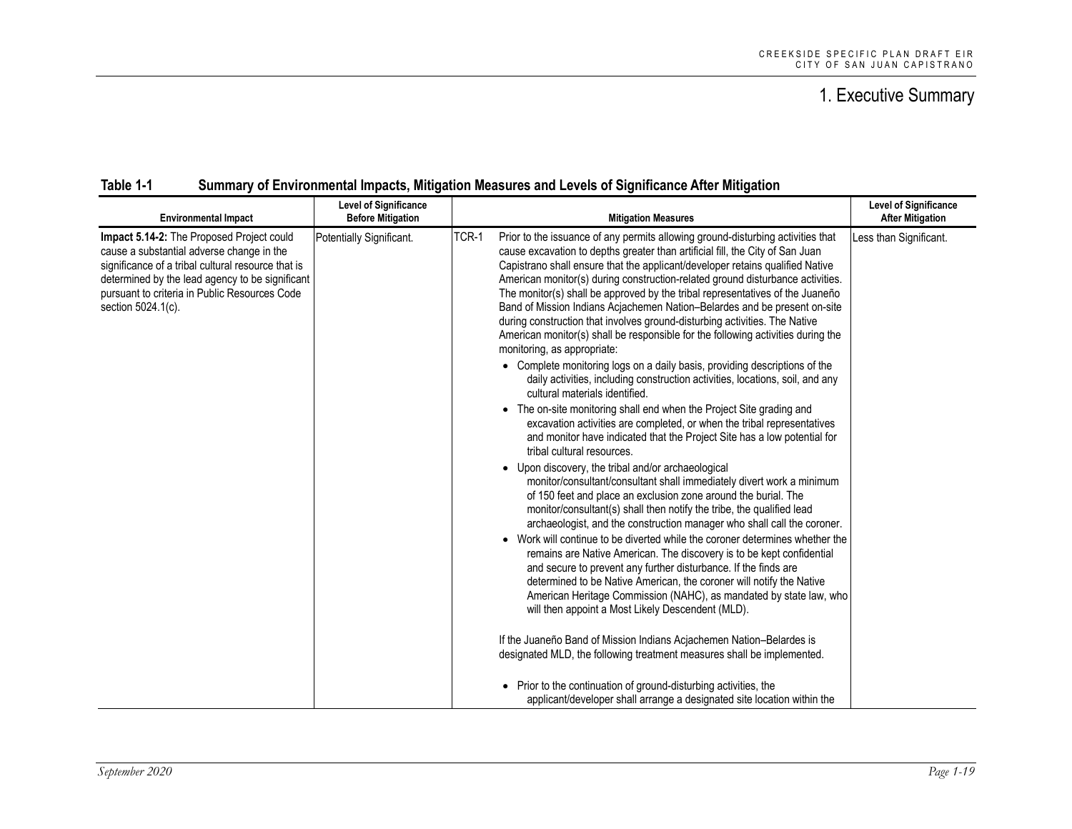# 1. Executive Summary

**Table 1-1 Summary of Environmental Impacts, Mitigation Measures and Levels of Significance After Mitigation**

| Environmental Impact | Level of Significance Before Mitigation | Mitigation Measures | Level of Significance After Mitigation |
|---|---|---|---|
| **Impact 5.14-2:** The Proposed Project could cause a substantial adverse change in the significance of a tribal cultural resource that is determined by the lead agency to be significant pursuant to criteria in Public Resources Code section 5024.1(c). | Potentially Significant. | TCR-1 Prior to the issuance of any permits allowing ground-disturbing activities that cause excavation to depths greater than artificial fill, the City of San Juan Capistrano shall ensure that the applicant/developer retains qualified Native American monitor(s) during construction-related ground disturbance activities. The monitor(s) shall be approved by the tribal representatives of the Juaneño Band of Mission Indians Acjachemen Nation–Belardes and be present on-site during construction that involves ground-disturbing activities. The Native American monitor(s) shall be responsible for the following activities during the monitoring, as appropriate:<br>• Complete monitoring logs on a daily basis, providing descriptions of the daily activities, including construction activities, locations, soil, and any cultural materials identified.<br>• The on-site monitoring shall end when the Project Site grading and excavation activities are completed, or when the tribal representatives and monitor have indicated that the Project Site has a low potential for tribal cultural resources.<br>• Upon discovery, the tribal and/or archaeological monitor/consultant/consultant shall immediately divert work a minimum of 150 feet and place an exclusion zone around the burial. The monitor/consultant(s) shall then notify the tribe, the qualified lead archaeologist, and the construction manager who shall call the coroner.<br>• Work will continue to be diverted while the coroner determines whether the remains are Native American. The discovery is to be kept confidential and secure to prevent any further disturbance. If the finds are determined to be Native American, the coroner will notify the Native American Heritage Commission (NAHC), as mandated by state law, who will then appoint a Most Likely Descendent (MLD).<br><br>If the Juaneño Band of Mission Indians Acjachemen Nation–Belardes is designated MLD, the following treatment measures shall be implemented.<br><br>• Prior to the continuation of ground-disturbing activities, the applicant/developer shall arrange a designated site location within the | Less than Significant. |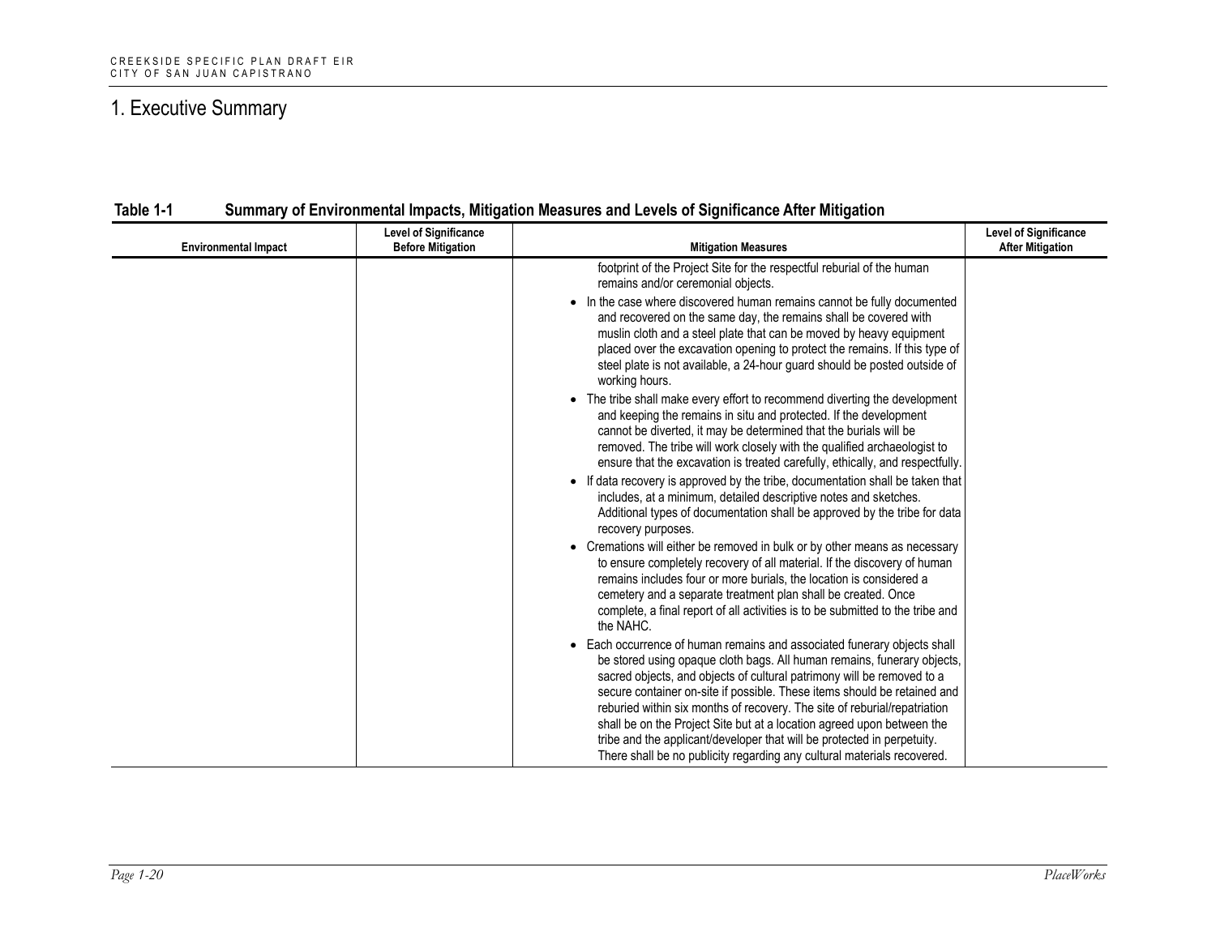# 1. Executive Summary

**Table 1-1 Summary of Environmental Impacts, Mitigation Measures and Levels of Significance After Mitigation**

| Environmental Impact | Level of Significance Before Mitigation | Mitigation Measures | Level of Significance After Mitigation |
|---|---|---|---|
| | | footprint of the Project Site for the respectful reburial of the human remains and/or ceremonial objects.<br>• In the case where discovered human remains cannot be fully documented and recovered on the same day, the remains shall be covered with muslin cloth and a steel plate that can be moved by heavy equipment placed over the excavation opening to protect the remains. If this type of steel plate is not available, a 24-hour guard should be posted outside of working hours.<br>• The tribe shall make every effort to recommend diverting the development and keeping the remains in situ and protected. If the development cannot be diverted, it may be determined that the burials will be removed. The tribe will work closely with the qualified archaeologist to ensure that the excavation is treated carefully, ethically, and respectfully.<br>• If data recovery is approved by the tribe, documentation shall be taken that includes, at a minimum, detailed descriptive notes and sketches. Additional types of documentation shall be approved by the tribe for data recovery purposes.<br>• Cremations will either be removed in bulk or by other means as necessary to ensure completely recovery of all material. If the discovery of human remains includes four or more burials, the location is considered a cemetery and a separate treatment plan shall be created. Once complete, a final report of all activities is to be submitted to the tribe and the NAHC.<br>• Each occurrence of human remains and associated funerary objects shall be stored using opaque cloth bags. All human remains, funerary objects, sacred objects, and objects of cultural patrimony will be removed to a secure container on-site if possible. These items should be retained and reburied within six months of recovery. The site of reburial/repatriation shall be on the Project Site but at a location agreed upon between the tribe and the applicant/developer that will be protected in perpetuity. There shall be no publicity regarding any cultural materials recovered. | |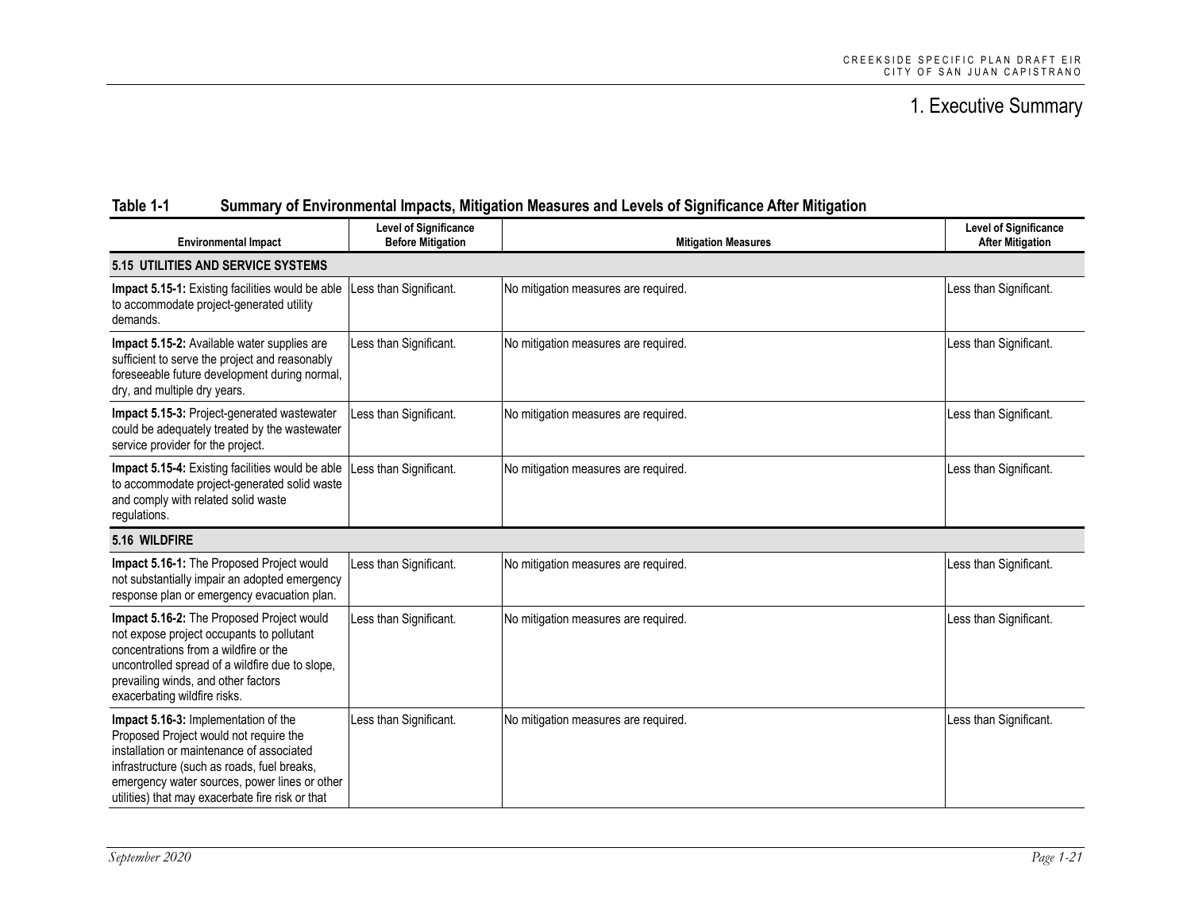# 1. Executive Summary

**Table 1-1 Summary of Environmental Impacts, Mitigation Measures and Levels of Significance After Mitigation**

| Environmental Impact | Level of Significance Before Mitigation | Mitigation Measures | Level of Significance After Mitigation |
|---|---|---|---|
| **5.15 UTILITIES AND SERVICE SYSTEMS** | | | |
| **Impact 5.15-1:** Existing facilities would be able to accommodate project-generated utility demands. | Less than Significant. | No mitigation measures are required. | Less than Significant. |
| **Impact 5.15-2:** Available water supplies are sufficient to serve the project and reasonably foreseeable future development during normal, dry, and multiple dry years. | Less than Significant. | No mitigation measures are required. | Less than Significant. |
| **Impact 5.15-3:** Project-generated wastewater could be adequately treated by the wastewater service provider for the project. | Less than Significant. | No mitigation measures are required. | Less than Significant. |
| **Impact 5.15-4:** Existing facilities would be able to accommodate project-generated solid waste and comply with related solid waste regulations. | Less than Significant. | No mitigation measures are required. | Less than Significant. |
| **5.16 WILDFIRE** | | | |
| **Impact 5.16-1:** The Proposed Project would not substantially impair an adopted emergency response plan or emergency evacuation plan. | Less than Significant. | No mitigation measures are required. | Less than Significant. |
| **Impact 5.16-2:** The Proposed Project would not expose project occupants to pollutant concentrations from a wildfire or the uncontrolled spread of a wildfire due to slope, prevailing winds, and other factors exacerbating wildfire risks. | Less than Significant. | No mitigation measures are required. | Less than Significant. |
| **Impact 5.16-3:** Implementation of the Proposed Project would not require the installation or maintenance of associated infrastructure (such as roads, fuel breaks, emergency water sources, power lines or other utilities) that may exacerbate fire risk or that | Less than Significant. | No mitigation measures are required. | Less than Significant. |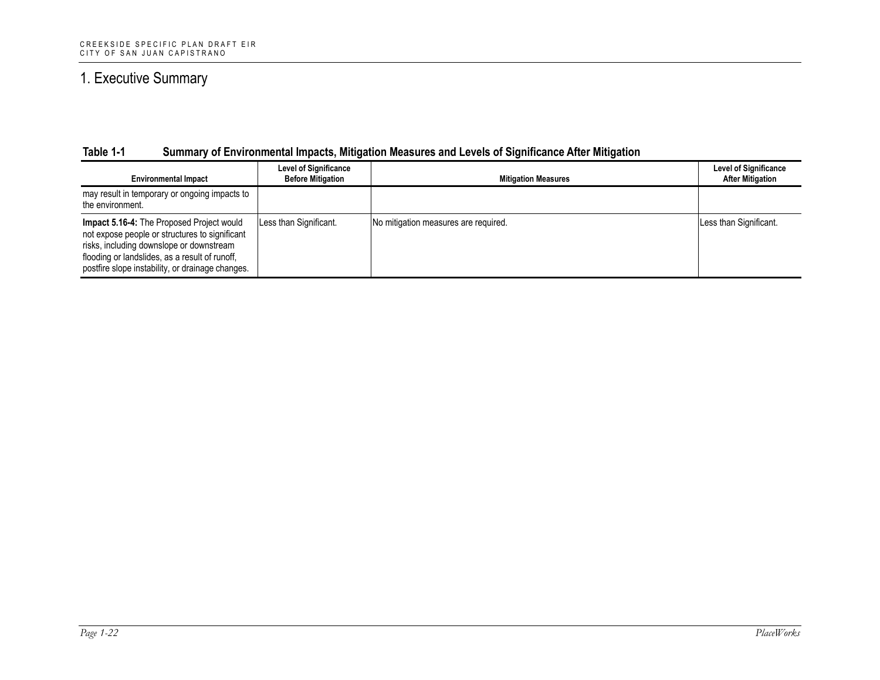# 1. Executive Summary

**Table 1-1 Summary of Environmental Impacts, Mitigation Measures and Levels of Significance After Mitigation**

| Environmental Impact | Level of Significance Before Mitigation | Mitigation Measures | Level of Significance After Mitigation |
|---|---|---|---|
| may result in temporary or ongoing impacts to the environment. | | | |
| **Impact 5.16-4:** The Proposed Project would not expose people or structures to significant risks, including downslope or downstream flooding or landslides, as a result of runoff, postfire slope instability, or drainage changes. | Less than Significant. | No mitigation measures are required. | Less than Significant. |